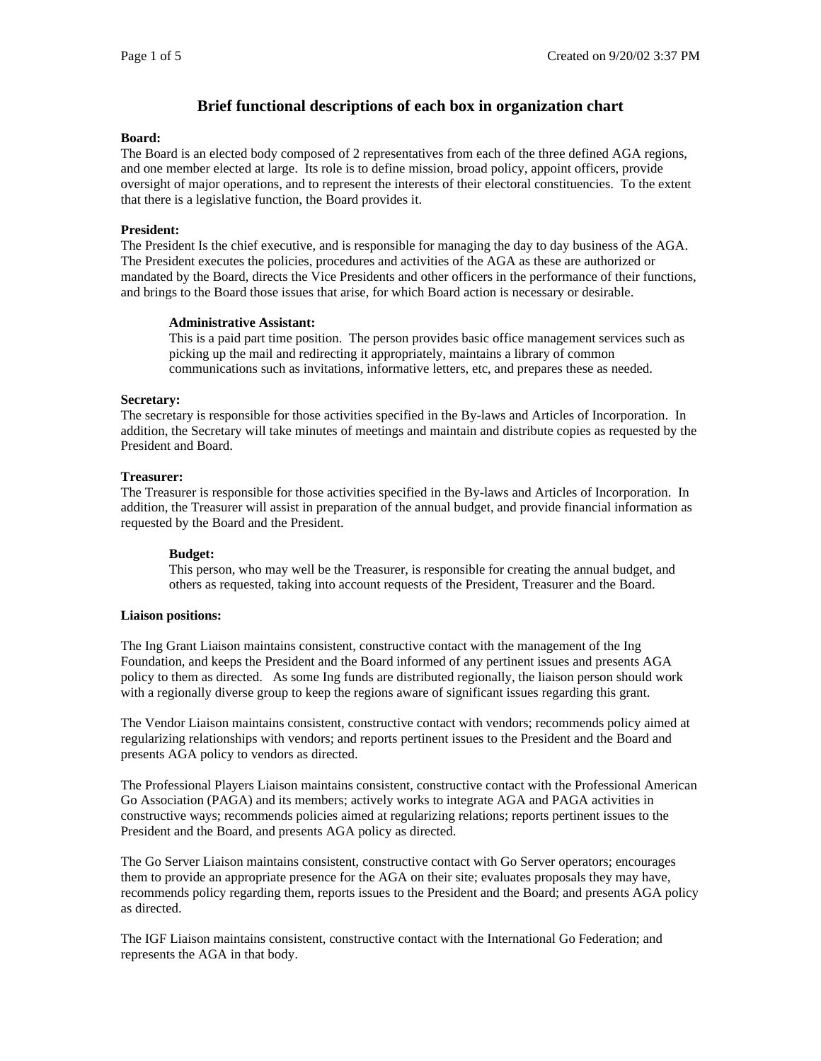# Brief functional descriptions of each box in organization chart

**Board:**

The Board is an elected body composed of 2 representatives from each of the three defined AGA regions, and one member elected at large. Its role is to define mission, broad policy, appoint officers, provide oversight of major operations, and to represent the interests of their electoral constituencies. To the extent that there is a legislative function, the Board provides it.

**President:**

The President Is the chief executive, and is responsible for managing the day to day business of the AGA. The President executes the policies, procedures and activities of the AGA as these are authorized or mandated by the Board, directs the Vice Presidents and other officers in the performance of their functions, and brings to the Board those issues that arise, for which Board action is necessary or desirable.

> **Administrative Assistant:**
>
> This is a paid part time position. The person provides basic office management services such as picking up the mail and redirecting it appropriately, maintains a library of common communications such as invitations, informative letters, etc, and prepares these as needed.

**Secretary:**

The secretary is responsible for those activities specified in the By-laws and Articles of Incorporation. In addition, the Secretary will take minutes of meetings and maintain and distribute copies as requested by the President and Board.

**Treasurer:**

The Treasurer is responsible for those activities specified in the By-laws and Articles of Incorporation. In addition, the Treasurer will assist in preparation of the annual budget, and provide financial information as requested by the Board and the President.

> **Budget:**
>
> This person, who may well be the Treasurer, is responsible for creating the annual budget, and others as requested, taking into account requests of the President, Treasurer and the Board.

**Liaison positions:**

The Ing Grant Liaison maintains consistent, constructive contact with the management of the Ing Foundation, and keeps the President and the Board informed of any pertinent issues and presents AGA policy to them as directed. As some Ing funds are distributed regionally, the liaison person should work with a regionally diverse group to keep the regions aware of significant issues regarding this grant.

The Vendor Liaison maintains consistent, constructive contact with vendors; recommends policy aimed at regularizing relationships with vendors; and reports pertinent issues to the President and the Board and presents AGA policy to vendors as directed.

The Professional Players Liaison maintains consistent, constructive contact with the Professional American Go Association (PAGA) and its members; actively works to integrate AGA and PAGA activities in constructive ways; recommends policies aimed at regularizing relations; reports pertinent issues to the President and the Board, and presents AGA policy as directed.

The Go Server Liaison maintains consistent, constructive contact with Go Server operators; encourages them to provide an appropriate presence for the AGA on their site; evaluates proposals they may have, recommends policy regarding them, reports issues to the President and the Board; and presents AGA policy as directed.

The IGF Liaison maintains consistent, constructive contact with the International Go Federation; and represents the AGA in that body.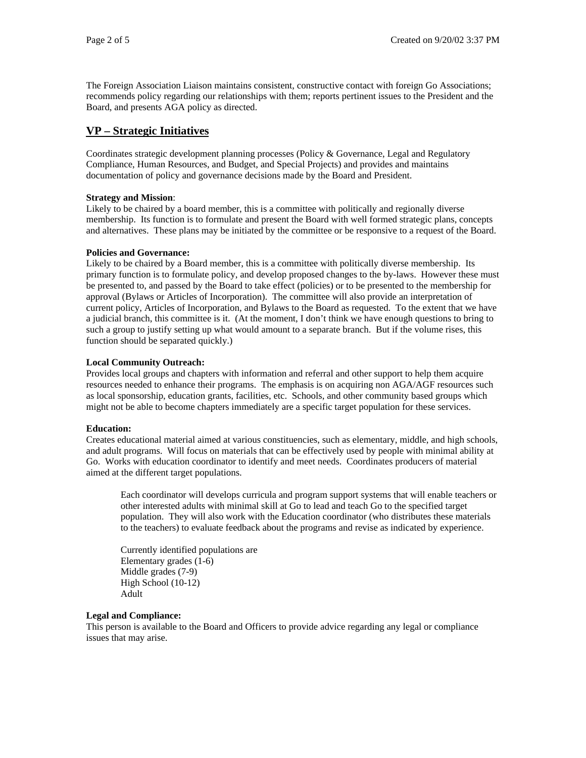The Foreign Association Liaison maintains consistent, constructive contact with foreign Go Associations; recommends policy regarding our relationships with them; reports pertinent issues to the President and the Board, and presents AGA policy as directed.

## VP – Strategic Initiatives

Coordinates strategic development planning processes (Policy & Governance, Legal and Regulatory Compliance, Human Resources, and Budget, and Special Projects) and provides and maintains documentation of policy and governance decisions made by the Board and President.

**Strategy and Mission**:
Likely to be chaired by a board member, this is a committee with politically and regionally diverse membership. Its function is to formulate and present the Board with well formed strategic plans, concepts and alternatives. These plans may be initiated by the committee or be responsive to a request of the Board.

**Policies and Governance:**
Likely to be chaired by a Board member, this is a committee with politically diverse membership. Its primary function is to formulate policy, and develop proposed changes to the by-laws. However these must be presented to, and passed by the Board to take effect (policies) or to be presented to the membership for approval (Bylaws or Articles of Incorporation). The committee will also provide an interpretation of current policy, Articles of Incorporation, and Bylaws to the Board as requested. To the extent that we have a judicial branch, this committee is it. (At the moment, I don't think we have enough questions to bring to such a group to justify setting up what would amount to a separate branch. But if the volume rises, this function should be separated quickly.)

**Local Community Outreach:**
Provides local groups and chapters with information and referral and other support to help them acquire resources needed to enhance their programs. The emphasis is on acquiring non AGA/AGF resources such as local sponsorship, education grants, facilities, etc. Schools, and other community based groups which might not be able to become chapters immediately are a specific target population for these services.

**Education:**
Creates educational material aimed at various constituencies, such as elementary, middle, and high schools, and adult programs. Will focus on materials that can be effectively used by people with minimal ability at Go. Works with education coordinator to identify and meet needs. Coordinates producers of material aimed at the different target populations.

> Each coordinator will develops curricula and program support systems that will enable teachers or other interested adults with minimal skill at Go to lead and teach Go to the specified target population. They will also work with the Education coordinator (who distributes these materials to the teachers) to evaluate feedback about the programs and revise as indicated by experience.
>
> Currently identified populations are
> Elementary grades (1-6)
> Middle grades (7-9)
> High School (10-12)
> Adult

**Legal and Compliance:**
This person is available to the Board and Officers to provide advice regarding any legal or compliance issues that may arise.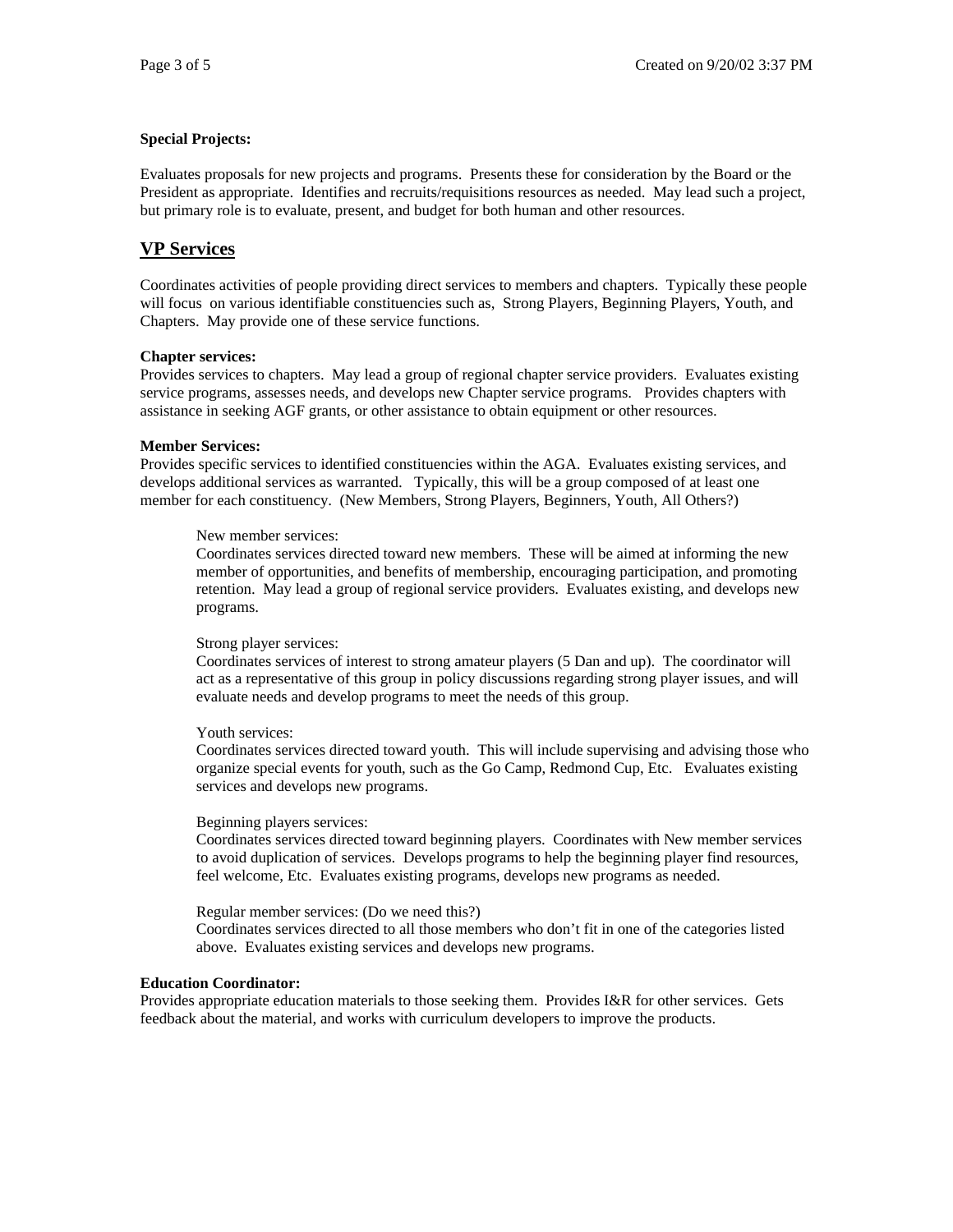**Special Projects:**

Evaluates proposals for new projects and programs. Presents these for consideration by the Board or the President as appropriate. Identifies and recruits/requisitions resources as needed. May lead such a project, but primary role is to evaluate, present, and budget for both human and other resources.

## VP Services

Coordinates activities of people providing direct services to members and chapters. Typically these people will focus on various identifiable constituencies such as, Strong Players, Beginning Players, Youth, and Chapters. May provide one of these service functions.

**Chapter services:**
Provides services to chapters. May lead a group of regional chapter service providers. Evaluates existing service programs, assesses needs, and develops new Chapter service programs. Provides chapters with assistance in seeking AGF grants, or other assistance to obtain equipment or other resources.

**Member Services:**
Provides specific services to identified constituencies within the AGA. Evaluates existing services, and develops additional services as warranted. Typically, this will be a group composed of at least one member for each constituency. (New Members, Strong Players, Beginners, Youth, All Others?)

> New member services:
> Coordinates services directed toward new members. These will be aimed at informing the new member of opportunities, and benefits of membership, encouraging participation, and promoting retention. May lead a group of regional service providers. Evaluates existing, and develops new programs.
>
> Strong player services:
> Coordinates services of interest to strong amateur players (5 Dan and up). The coordinator will act as a representative of this group in policy discussions regarding strong player issues, and will evaluate needs and develop programs to meet the needs of this group.
>
> Youth services:
> Coordinates services directed toward youth. This will include supervising and advising those who organize special events for youth, such as the Go Camp, Redmond Cup, Etc. Evaluates existing services and develops new programs.
>
> Beginning players services:
> Coordinates services directed toward beginning players. Coordinates with New member services to avoid duplication of services. Develops programs to help the beginning player find resources, feel welcome, Etc. Evaluates existing programs, develops new programs as needed.
>
> Regular member services: (Do we need this?)
> Coordinates services directed to all those members who don't fit in one of the categories listed above. Evaluates existing services and develops new programs.

**Education Coordinator:**
Provides appropriate education materials to those seeking them. Provides I&R for other services. Gets feedback about the material, and works with curriculum developers to improve the products.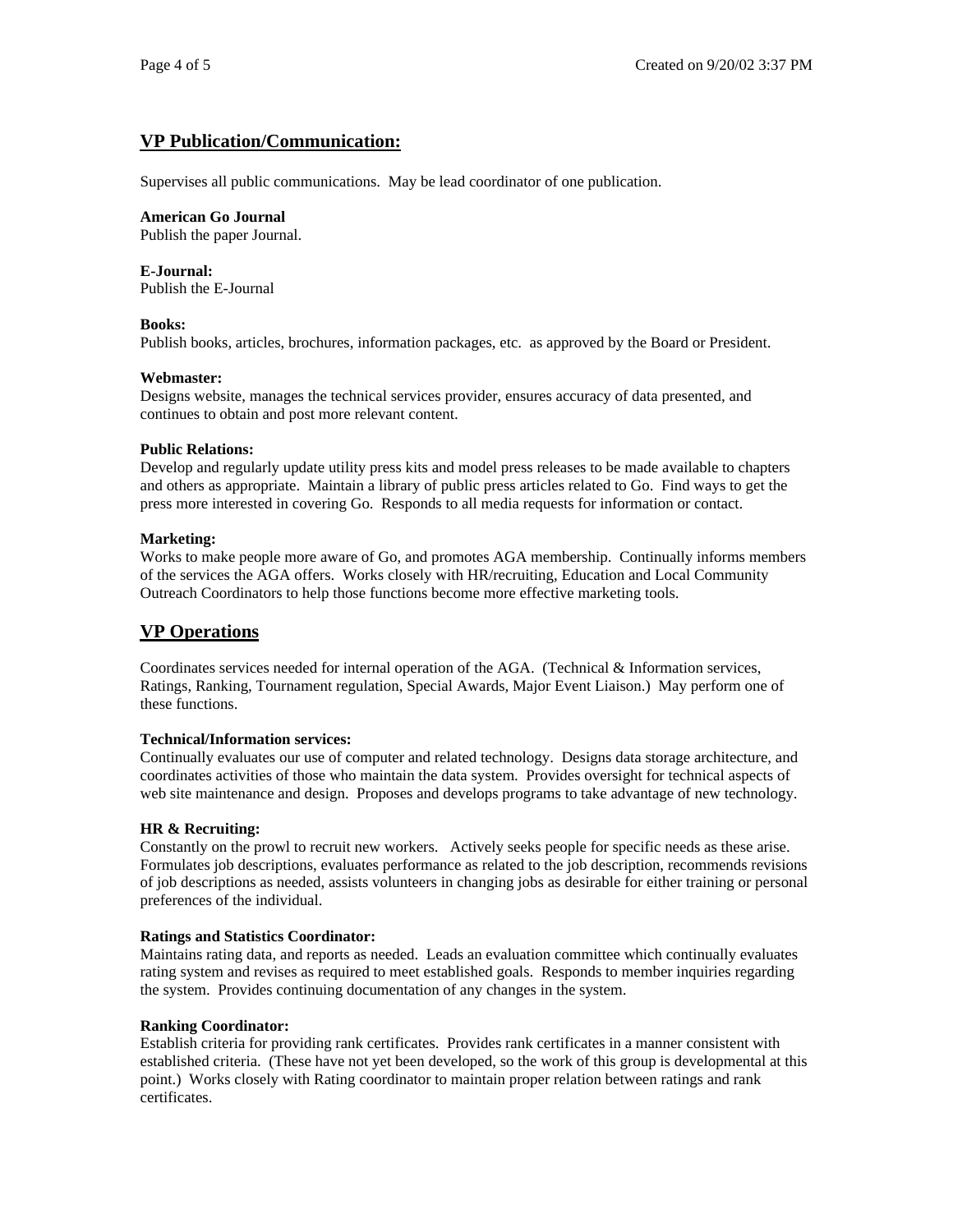## VP Publication/Communication:

Supervises all public communications. May be lead coordinator of one publication.

**American Go Journal**
Publish the paper Journal.

**E-Journal:**
Publish the E-Journal

**Books:**
Publish books, articles, brochures, information packages, etc. as approved by the Board or President.

**Webmaster:**
Designs website, manages the technical services provider, ensures accuracy of data presented, and continues to obtain and post more relevant content.

**Public Relations:**
Develop and regularly update utility press kits and model press releases to be made available to chapters and others as appropriate. Maintain a library of public press articles related to Go. Find ways to get the press more interested in covering Go. Responds to all media requests for information or contact.

**Marketing:**
Works to make people more aware of Go, and promotes AGA membership. Continually informs members of the services the AGA offers. Works closely with HR/recruiting, Education and Local Community Outreach Coordinators to help those functions become more effective marketing tools.

## VP Operations

Coordinates services needed for internal operation of the AGA. (Technical & Information services, Ratings, Ranking, Tournament regulation, Special Awards, Major Event Liaison.) May perform one of these functions.

**Technical/Information services:**
Continually evaluates our use of computer and related technology. Designs data storage architecture, and coordinates activities of those who maintain the data system. Provides oversight for technical aspects of web site maintenance and design. Proposes and develops programs to take advantage of new technology.

**HR & Recruiting:**
Constantly on the prowl to recruit new workers. Actively seeks people for specific needs as these arise. Formulates job descriptions, evaluates performance as related to the job description, recommends revisions of job descriptions as needed, assists volunteers in changing jobs as desirable for either training or personal preferences of the individual.

**Ratings and Statistics Coordinator:**
Maintains rating data, and reports as needed. Leads an evaluation committee which continually evaluates rating system and revises as required to meet established goals. Responds to member inquiries regarding the system. Provides continuing documentation of any changes in the system.

**Ranking Coordinator:**
Establish criteria for providing rank certificates. Provides rank certificates in a manner consistent with established criteria. (These have not yet been developed, so the work of this group is developmental at this point.) Works closely with Rating coordinator to maintain proper relation between ratings and rank certificates.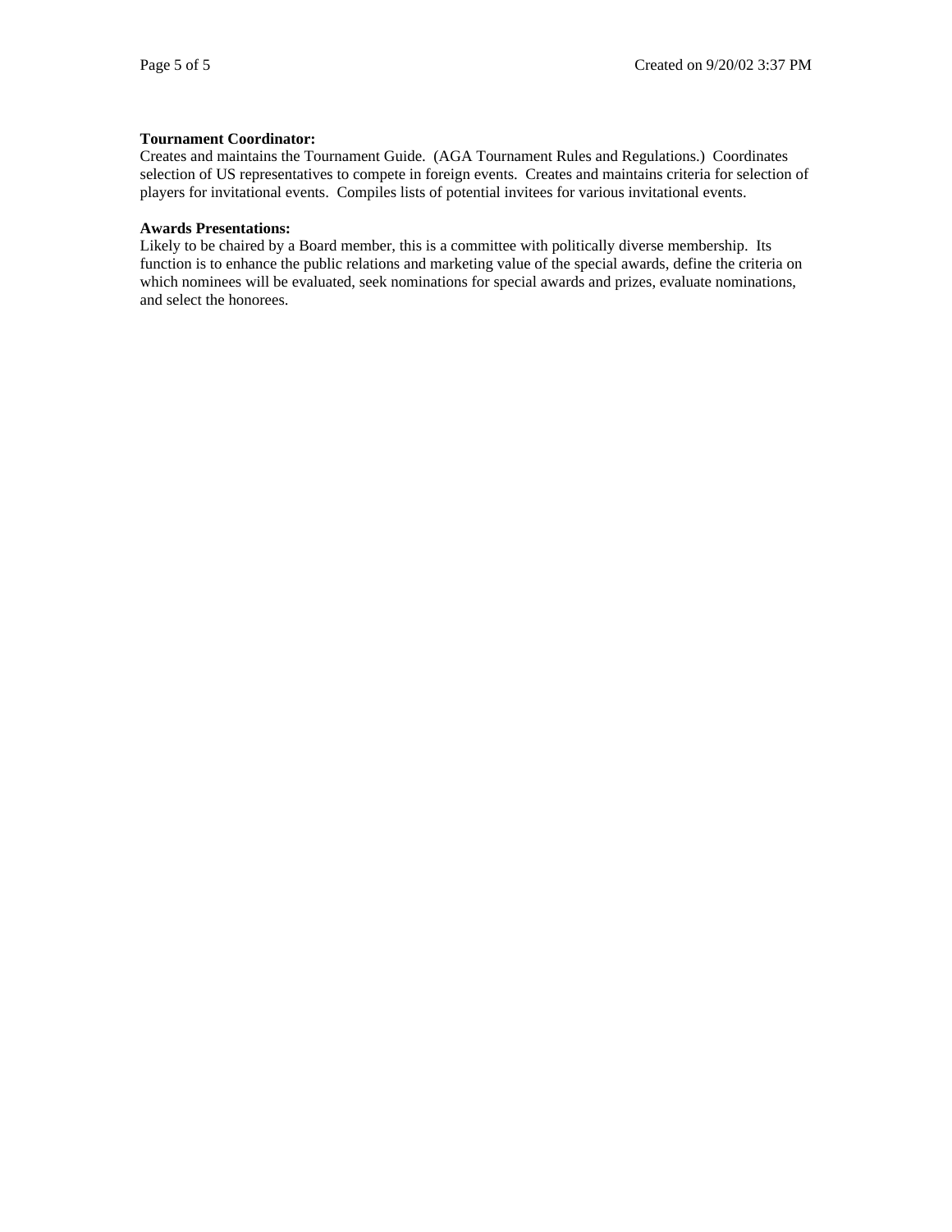**Tournament Coordinator:**
Creates and maintains the Tournament Guide. (AGA Tournament Rules and Regulations.) Coordinates selection of US representatives to compete in foreign events. Creates and maintains criteria for selection of players for invitational events. Compiles lists of potential invitees for various invitational events.

**Awards Presentations:**
Likely to be chaired by a Board member, this is a committee with politically diverse membership. Its function is to enhance the public relations and marketing value of the special awards, define the criteria on which nominees will be evaluated, seek nominations for special awards and prizes, evaluate nominations, and select the honorees.